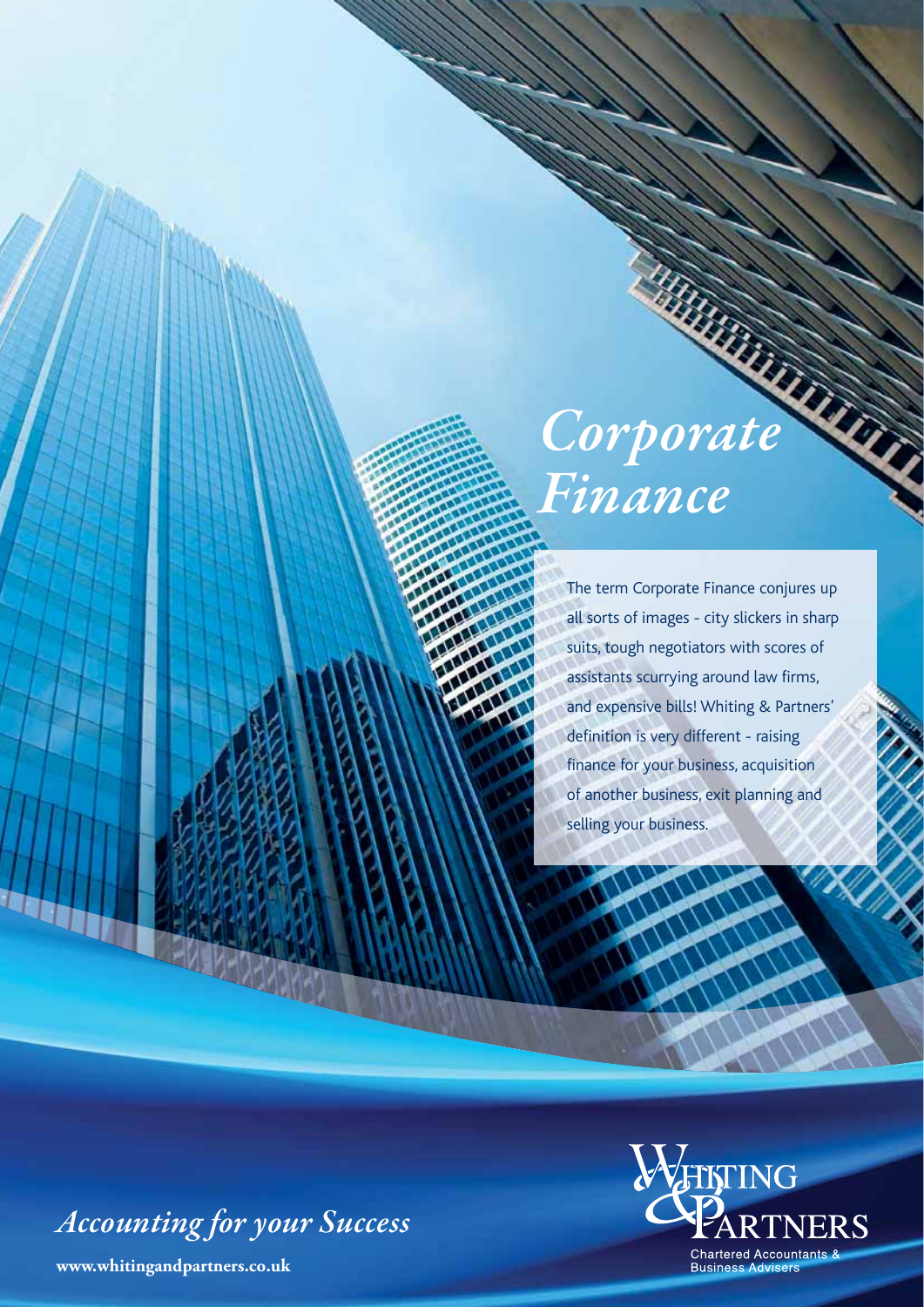# *Corporate Finance*

The term Corporate Finance conjures up all sorts of images - city slickers in sharp suits, tough negotiators with scores of assistants scurrying around law firms, and expensive bills! Whiting & Partners' definition is very different - raising finance for your business, acquisition of another business, exit planning and selling your business.

*Accounting for your Success*

**www.whitingandpartners.co.uk**

WHITING & PARTNERS

Chartered Accountants & Business Advisers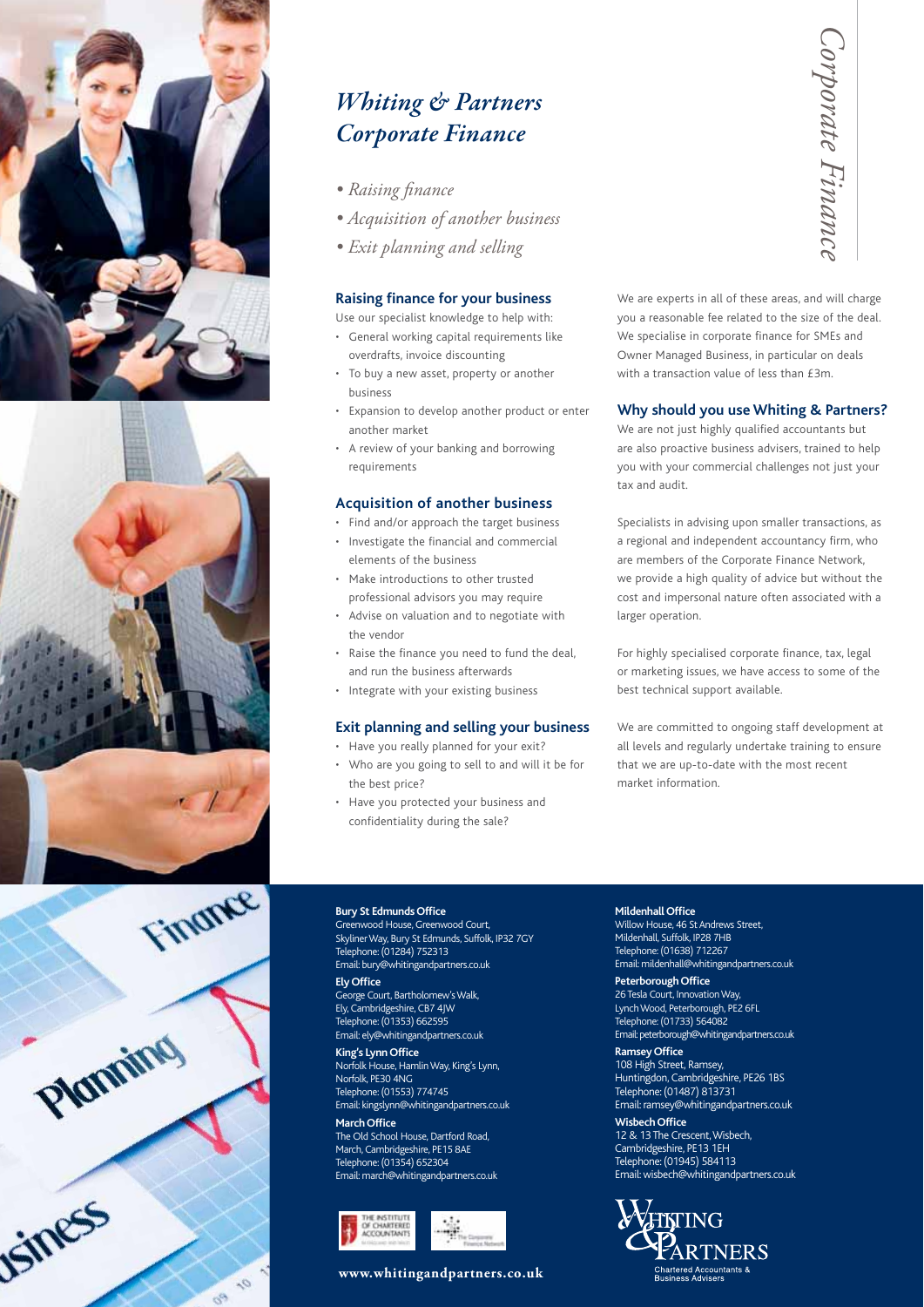# *Whiting & Partners Corporate Finance*

- *Raising finance*
- *Acquisition of another business*
- *Exit planning and selling*

*Corporate Finance*

## Raising finance for your business

Use our specialist knowledge to help with:

- General working capital requirements like overdrafts, invoice discounting
- To buy a new asset, property or another business
- Expansion to develop another product or enter another market
- A review of your banking and borrowing requirements

## Acquisition of another business

- Find and/or approach the target business
- Investigate the financial and commercial elements of the business
- Make introductions to other trusted professional advisors you may require
- Advise on valuation and to negotiate with the vendor
- Raise the finance you need to fund the deal, and run the business afterwards
- Integrate with your existing business

## Exit planning and selling your business

- Have you really planned for your exit?
- Who are you going to sell to and will it be for the best price?
- Have you protected your business and confidentiality during the sale?

We are experts in all of these areas, and will charge you a reasonable fee related to the size of the deal. We specialise in corporate finance for SMEs and Owner Managed Business, in particular on deals with a transaction value of less than £3m.

## Why should you use Whiting & Partners?

We are not just highly qualified accountants but are also proactive business advisers, trained to help you with your commercial challenges not just your tax and audit.

Specialists in advising upon smaller transactions, as a regional and independent accountancy firm, who are members of the Corporate Finance Network, we provide a high quality of advice but without the cost and impersonal nature often associated with a larger operation.

For highly specialised corporate finance, tax, legal or marketing issues, we have access to some of the best technical support available.

We are committed to ongoing staff development at all levels and regularly undertake training to ensure that we are up-to-date with the most recent market information.

**Bury St Edmunds Office**
Greenwood House, Greenwood Court,
Skyliner Way, Bury St Edmunds, Suffolk, IP32 7GY
Telephone: (01284) 752313
Email: bury@whitingandpartners.co.uk

**Ely Office**
George Court, Bartholomew's Walk,
Ely, Cambridgeshire, CB7 4JW
Telephone: (01353) 662595
Email: ely@whitingandpartners.co.uk

**King's Lynn Office**
Norfolk House, Hamlin Way, King's Lynn,
Norfolk, PE30 4NG
Telephone: (01553) 774745
Email: kingslynn@whitingandpartners.co.uk

**March Office**
The Old School House, Dartford Road,
March, Cambridgeshire, PE15 8AE
Telephone: (01354) 652304
Email: march@whitingandpartners.co.uk

**Mildenhall Office**
Willow House, 46 St Andrews Street,
Mildenhall, Suffolk, IP28 7HB
Telephone: (01638) 712267
Email: mildenhall@whitingandpartners.co.uk

**Peterborough Office**
26 Tesla Court, Innovation Way,
Lynch Wood, Peterborough, PE2 6FL
Telephone: (01733) 564082
Email: peterborough@whitingandpartners.co.uk

**Ramsey Office**
108 High Street, Ramsey,
Huntingdon, Cambridgeshire, PE26 1BS
Telephone: (01487) 813731
Email: ramsey@whitingandpartners.co.uk

**Wisbech Office**
12 & 13 The Crescent, Wisbech,
Cambridgeshire, PE13 1EH
Telephone: (01945) 584113
Email: wisbech@whitingandpartners.co.uk

www.whitingandpartners.co.uk

WHITING & PARTNERS
Chartered Accountants & Business Advisers